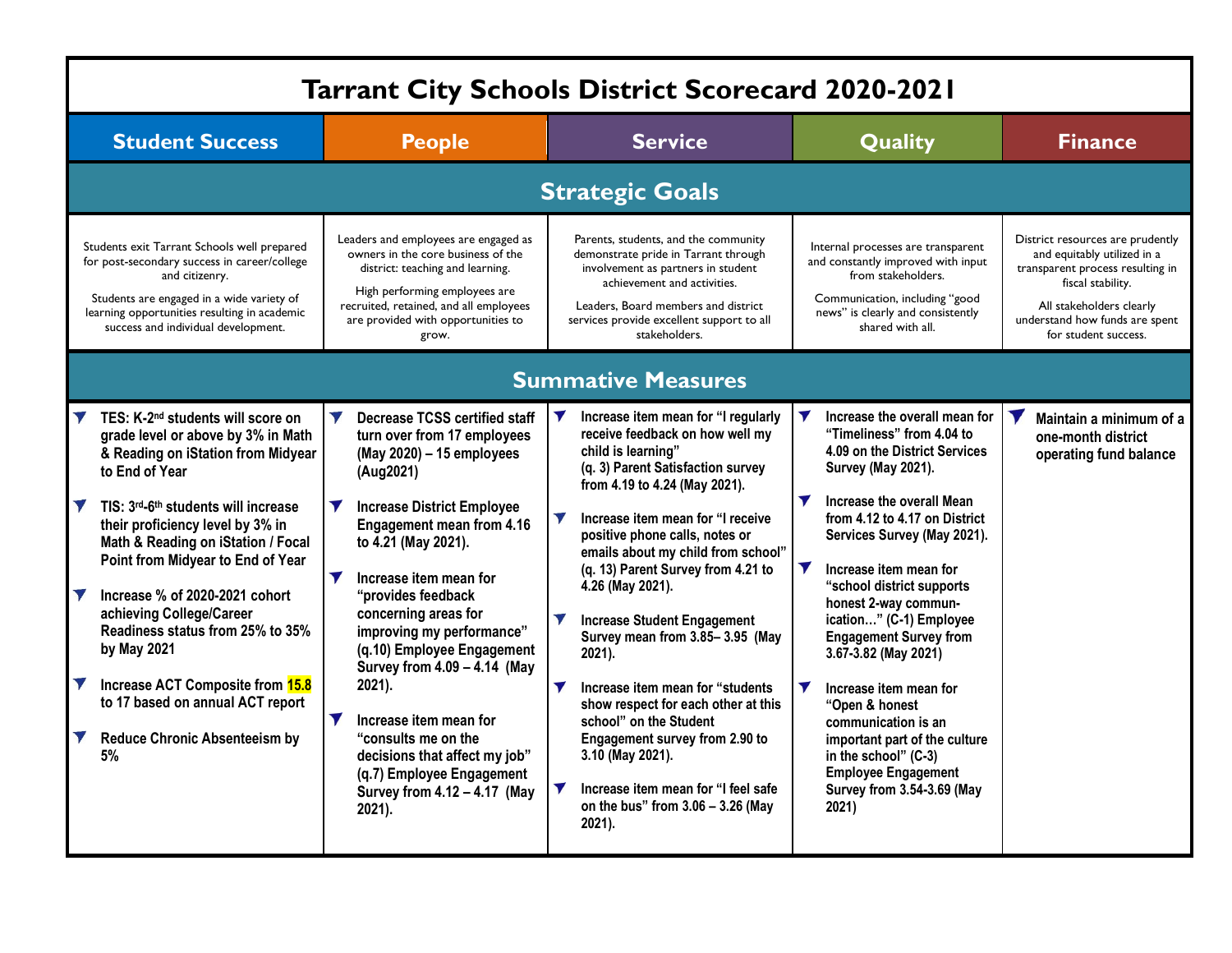# Tarrant City Schools District Scorecard 2020-2021

| Student Success | People | Service | Quality | Finance |
|---|---|---|---|---|
| **Strategic Goals** | | | | |
| Students exit Tarrant Schools well prepared for post-secondary success in career/college and citizenry.<br><br>Students are engaged in a wide variety of learning opportunities resulting in academic success and individual development. | Leaders and employees are engaged as owners in the core business of the district: teaching and learning.<br><br>High performing employees are recruited, retained, and all employees are provided with opportunities to grow. | Parents, students, and the community demonstrate pride in Tarrant through involvement as partners in student achievement and activities.<br><br>Leaders, Board members and district services provide excellent support to all stakeholders. | Internal processes are transparent and constantly improved with input from stakeholders.<br><br>Communication, including "good news" is clearly and consistently shared with all. | District resources are prudently and equitably utilized in a transparent process resulting in fiscal stability.<br><br>All stakeholders clearly understand how funds are spent for student success. |
| **Summative Measures** | | | | |
| **TES: K-2nd students will score on grade level or above by 3% in Math & Reading on iStation from Midyear to End of Year**<br><br>**TIS: 3rd-6th students will increase their proficiency level by 3% in Math & Reading on iStation / Focal Point from Midyear to End of Year**<br><br>**Increase % of 2020-2021 cohort achieving College/Career Readiness status from 25% to 35% by May 2021**<br><br>**Increase ACT Composite from 15.8 to 17 based on annual ACT report**<br><br>**Reduce Chronic Absenteeism by 5%** | **Decrease TCSS certified staff turn over from 17 employees (May 2020) – 15 employees (Aug2021)**<br><br>**Increase District Employee Engagement mean from 4.16 to 4.21 (May 2021).**<br><br>**Increase item mean for "provides feedback concerning areas for improving my performance" (q.10) Employee Engagement Survey from 4.09 – 4.14 (May 2021).**<br><br>**Increase item mean for "consults me on the decisions that affect my job" (q.7) Employee Engagement Survey from 4.12 – 4.17 (May 2021).** | **Increase item mean for "I regularly receive feedback on how well my child is learning" (q. 3) Parent Satisfaction survey from 4.19 to 4.24 (May 2021).**<br><br>**Increase item mean for "I receive positive phone calls, notes or emails about my child from school" (q. 13) Parent Survey from 4.21 to 4.26 (May 2021).**<br><br>**Increase Student Engagement Survey mean from 3.85– 3.95 (May 2021).**<br><br>**Increase item mean for "students show respect for each other at this school" on the Student Engagement survey from 2.90 to 3.10 (May 2021).**<br><br>**Increase item mean for "I feel safe on the bus" from 3.06 – 3.26 (May 2021).** | **Increase the overall mean for "Timeliness" from 4.04 to 4.09 on the District Services Survey (May 2021).**<br><br>**Increase the overall Mean from 4.12 to 4.17 on District Services Survey (May 2021).**<br><br>**Increase item mean for "school district supports honest 2-way communication…" (C-1) Employee Engagement Survey from 3.67-3.82 (May 2021)**<br><br>**Increase item mean for "Open & honest communication is an important part of the culture in the school" (C-3) Employee Engagement Survey from 3.54-3.69 (May 2021)** | **Maintain a minimum of a one-month district operating fund balance** |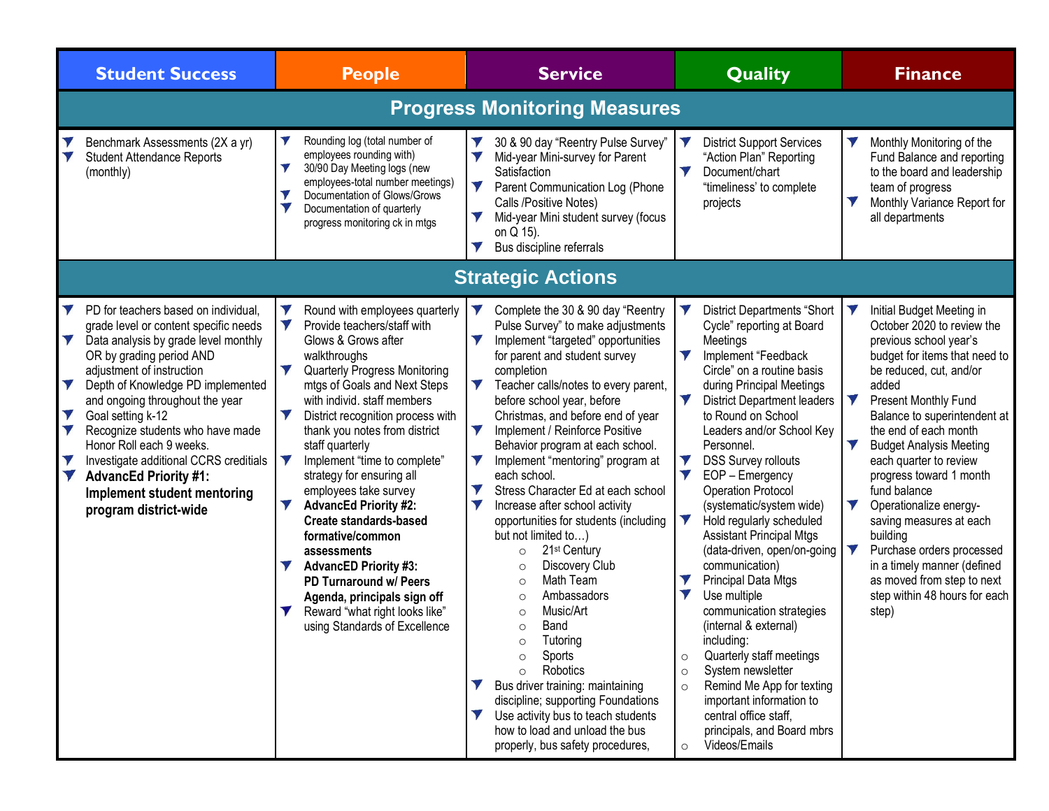| Student Success | People | Service | Quality | Finance |
|---|---|---|---|---|
| **Progress Monitoring Measures** | | | | |
| • Benchmark Assessments (2X a yr)<br>• Student Attendance Reports (monthly) | • Rounding log (total number of employees rounding with)<br>• 30/90 Day Meeting logs (new employees-total number meetings)<br>• Documentation of Glows/Grows<br>• Documentation of quarterly progress monitoring ck in mtgs | • 30 & 90 day "Reentry Pulse Survey"<br>• Mid-year Mini-survey for Parent Satisfaction<br>• Parent Communication Log (Phone Calls /Positive Notes)<br>• Mid-year Mini student survey (focus on Q 15).<br>• Bus discipline referrals | • District Support Services "Action Plan" Reporting<br>• Document/chart "timeliness' to complete projects | • Monthly Monitoring of the Fund Balance and reporting to the board and leadership team of progress<br>• Monthly Variance Report for all departments |
| **Strategic Actions** | | | | |
| • PD for teachers based on individual, grade level or content specific needs<br>• Data analysis by grade level monthly OR by grading period AND adjustment of instruction<br>• Depth of Knowledge PD implemented and ongoing throughout the year<br>• Goal setting k-12<br>• Recognize students who have made Honor Roll each 9 weeks.<br>• Investigate additional CCRS creditials<br>• **AdvancEd Priority #1: Implement student mentoring program district-wide** | • Round with employees quarterly<br>• Provide teachers/staff with Glows & Grows after walkthroughs<br>• Quarterly Progress Monitoring mtgs of Goals and Next Steps with individ. staff members<br>• District recognition process with thank you notes from district staff quarterly<br>• Implement "time to complete" strategy for ensuring all employees take survey<br>• **AdvancEd Priority #2: Create standards-based formative/common assessments**<br>• **AdvancED Priority #3: PD Turnaround w/ Peers Agenda, principals sign off**<br>• Reward "what right looks like" using Standards of Excellence | • Complete the 30 & 90 day "Reentry Pulse Survey" to make adjustments<br>• Implement "targeted" opportunities for parent and student survey completion<br>• Teacher calls/notes to every parent, before school year, before Christmas, and before end of year<br>• Implement / Reinforce Positive Behavior program at each school.<br>• Implement "mentoring" program at each school.<br>• Stress Character Ed at each school<br>• Increase after school activity opportunities for students (including but not limited to…)<br>  ○ 21st Century<br>  ○ Discovery Club<br>  ○ Math Team<br>  ○ Ambassadors<br>  ○ Music/Art<br>  ○ Band<br>  ○ Tutoring<br>  ○ Sports<br>  ○ Robotics<br>• Bus driver training: maintaining discipline; supporting Foundations<br>• Use activity bus to teach students how to load and unload the bus properly, bus safety procedures, | • District Departments "Short Cycle" reporting at Board Meetings<br>• Implement "Feedback Circle" on a routine basis during Principal Meetings<br>• District Department leaders to Round on School Leaders and/or School Key Personnel.<br>• DSS Survey rollouts<br>• EOP – Emergency Operation Protocol (systematic/system wide)<br>• Hold regularly scheduled Assistant Principal Mtgs (data-driven, open/on-going communication)<br>• Principal Data Mtgs<br>• Use multiple communication strategies (internal & external) including:<br>  ○ Quarterly staff meetings<br>  ○ System newsletter<br>  ○ Remind Me App for texting important information to central office staff, principals, and Board mbrs<br>  ○ Videos/Emails | • Initial Budget Meeting in October 2020 to review the previous school year's budget for items that need to be reduced, cut, and/or added<br>• Present Monthly Fund Balance to superintendent at the end of each month<br>• Budget Analysis Meeting each quarter to review progress toward 1 month fund balance<br>• Operationalize energy-saving measures at each building<br>• Purchase orders processed in a timely manner (defined as moved from step to next step within 48 hours for each step) |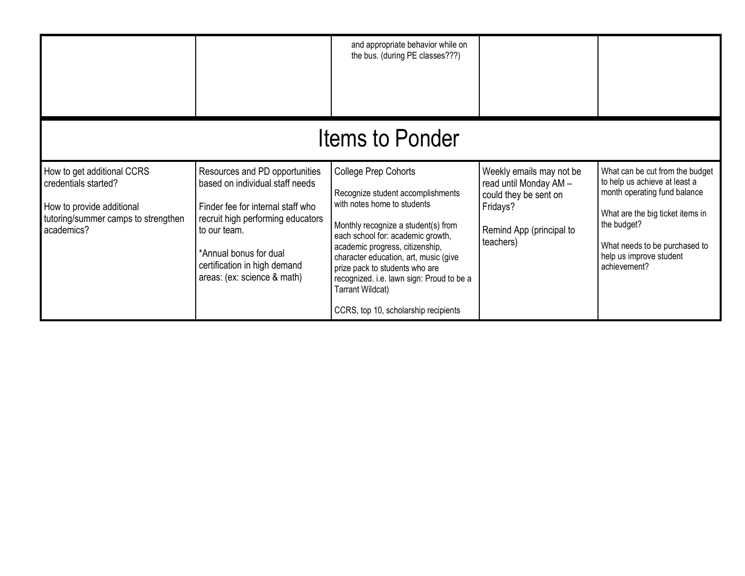| | | | | |
|---|---|---|---|---|
| | | and appropriate behavior while on the bus. (during PE classes???) | | |

# Items to Ponder

| | | | | |
|---|---|---|---|---|
| How to get additional CCRS credentials started?<br><br>How to provide additional tutoring/summer camps to strengthen academics? | Resources and PD opportunities based on individual staff needs<br><br>Finder fee for internal staff who recruit high performing educators to our team.<br><br>*Annual bonus for dual certification in high demand areas: (ex: science & math) | College Prep Cohorts<br><br>Recognize student accomplishments with notes home to students<br><br>Monthly recognize a student(s) from each school for: academic growth, academic progress, citizenship, character education, art, music (give prize pack to students who are recognized. i.e. lawn sign: Proud to be a Tarrant Wildcat)<br><br>CCRS, top 10, scholarship recipients | Weekly emails may not be read until Monday AM – could they be sent on Fridays?<br><br>Remind App (principal to teachers) | What can be cut from the budget to help us achieve at least a month operating fund balance<br><br>What are the big ticket items in the budget?<br><br>What needs to be purchased to help us improve student achievement? |